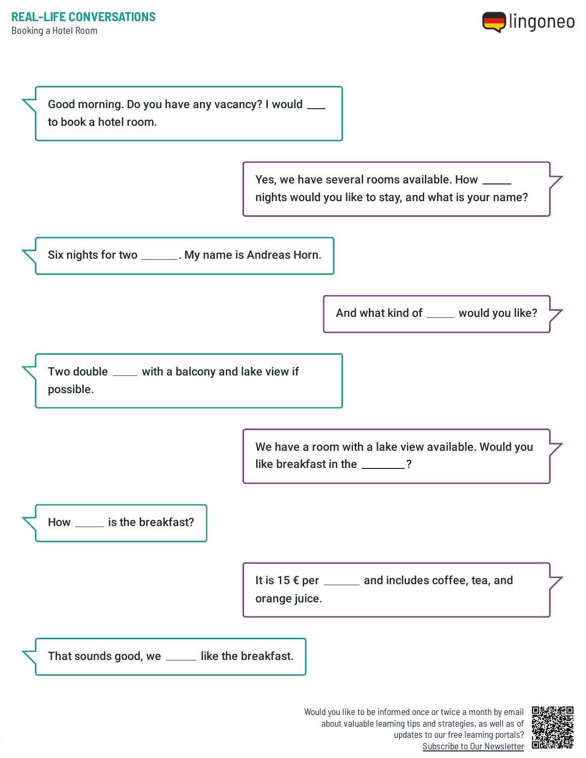## REAL-LIFE CONVERSATIONS

Booking a Hotel Room

Good morning. Do you have any vacancy? I would ___ to book a hotel room.

Yes, we have several rooms available. How _____ nights would you like to stay, and what is your name?

Six nights for two ______. My name is Andreas Horn.

And what kind of _____ would you like?

Two double ____ with a balcony and lake view if possible.

We have a room with a lake view available. Would you like breakfast in the _______?

How _____ is the breakfast?

It is 15 € per ______ and includes coffee, tea, and orange juice.

That sounds good, we _____ like the breakfast.

Would you like to be informed once or twice a month by email about valuable learning tips and strategies, as well as of updates to our free learning portals?
Subscribe to Our Newsletter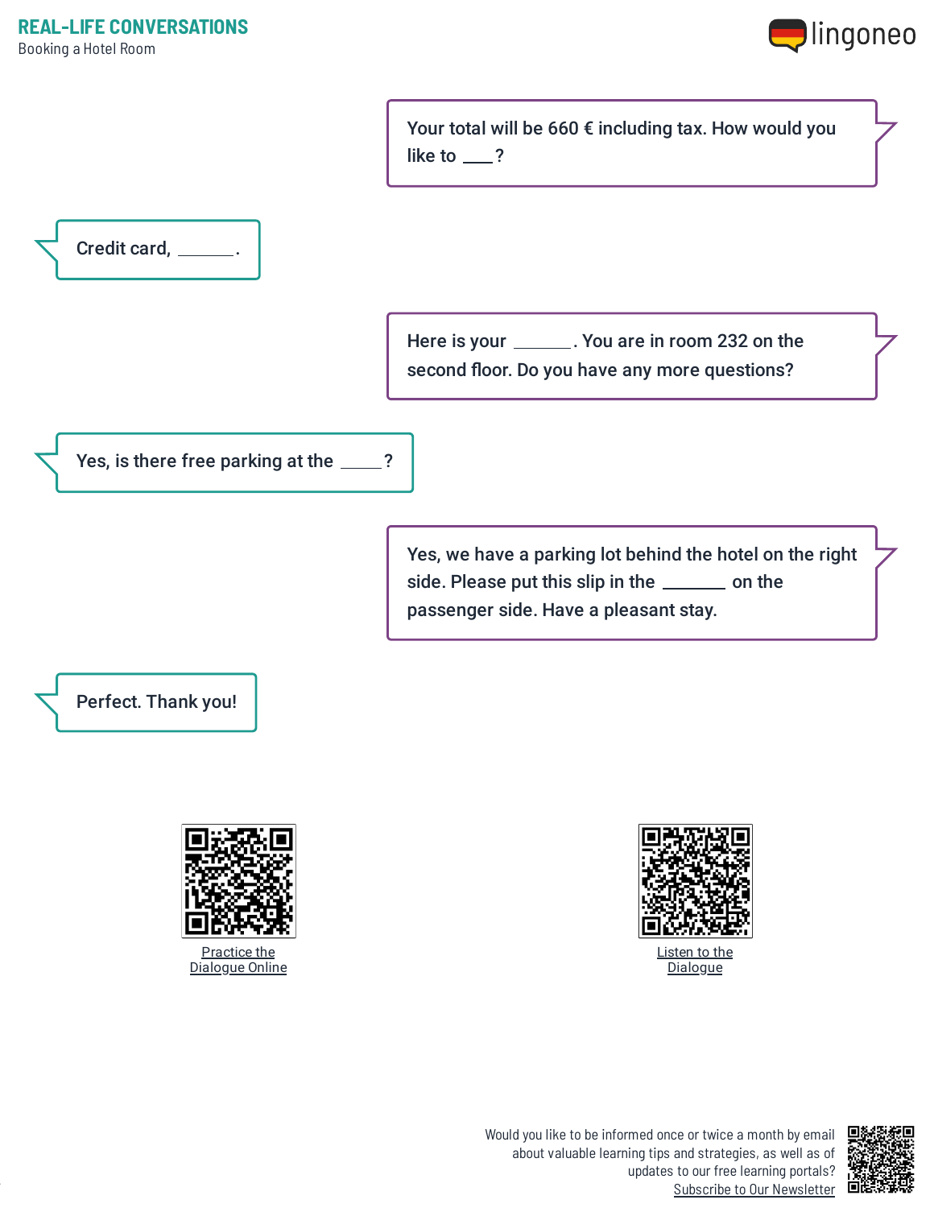Your total will be 660 € including tax. How would you like to ___?

Credit card, ______.

Here is your ______. You are in room 232 on the second floor. Do you have any more questions?

Yes, is there free parking at the _____?

Yes, we have a parking lot behind the hotel on the right side. Please put this slip in the _______ on the passenger side. Have a pleasant stay.

Perfect. Thank you!

Practice the Dialogue Online

Listen to the Dialogue

Would you like to be informed once or twice a month by email about valuable learning tips and strategies, as well as of updates to our free learning portals?
Subscribe to Our Newsletter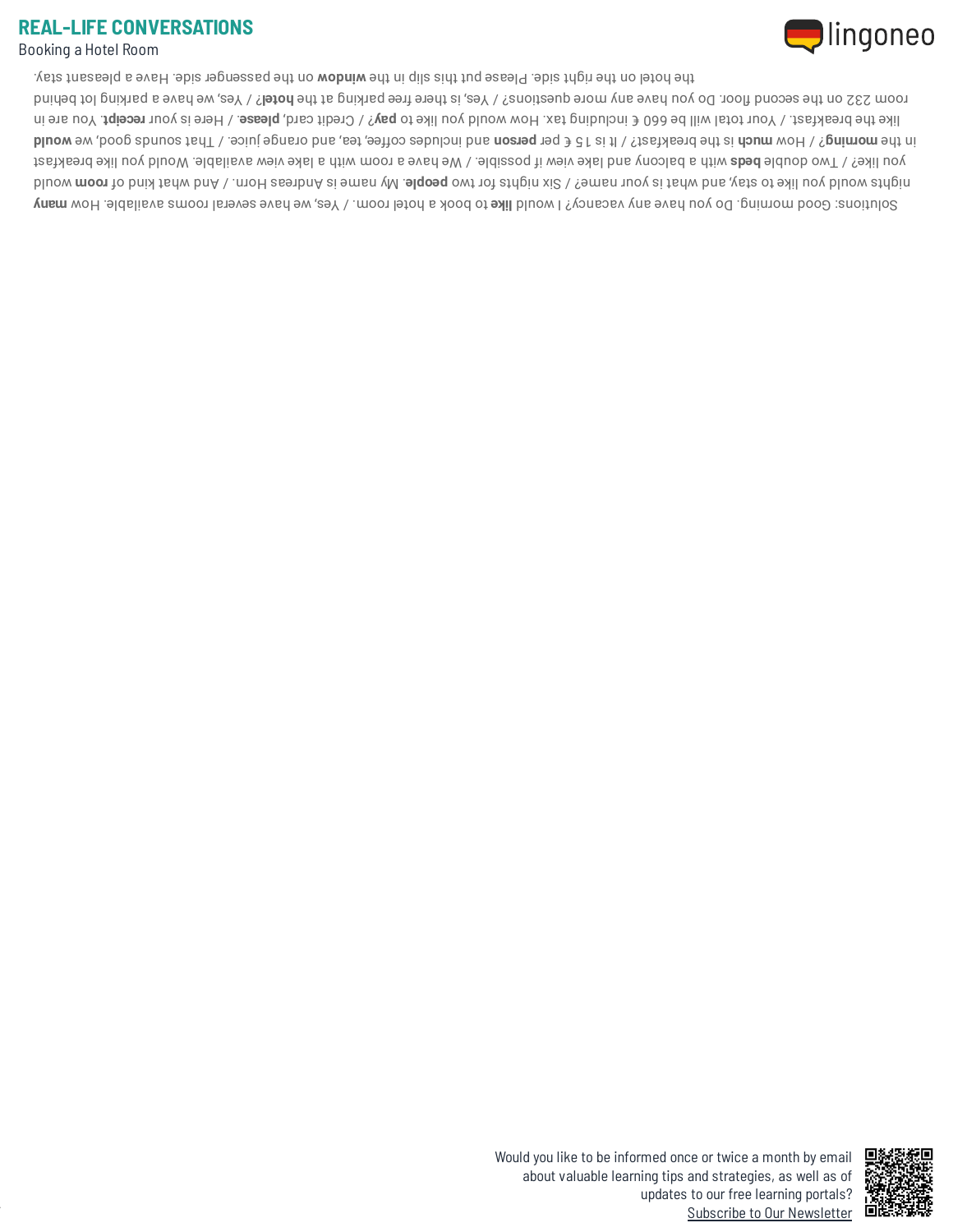Solutions: Good morning. Do you have any vacancy? I would **like** to book a hotel room. / Yes, we have several rooms available. How **many** nights would you like to stay, and what is your name? / Six nights for two **people**. My name is Andreas Horn. / And what kind of **room** would you like? / Two double **beds** with a balcony and lake view if possible. / We have a room with a lake view available. Would you like breakfast in the **morning**? / How **much** is the breakfast? / It is 15 € per **person** and includes coffee, tea, and orange juice. / That sounds good, we **would** like the breakfast. / Your total will be 660 € including tax. How would you like to **pay**? / Credit card, **please**. / Here is your **receipt**. You are in room 232 on the second floor. Do you have any more questions? / Yes, is there free parking at the **hotel**? / Yes, we have a parking lot behind the hotel on the right side. Please put this slip in the **window** on the passenger side. Have a pleasant stay.